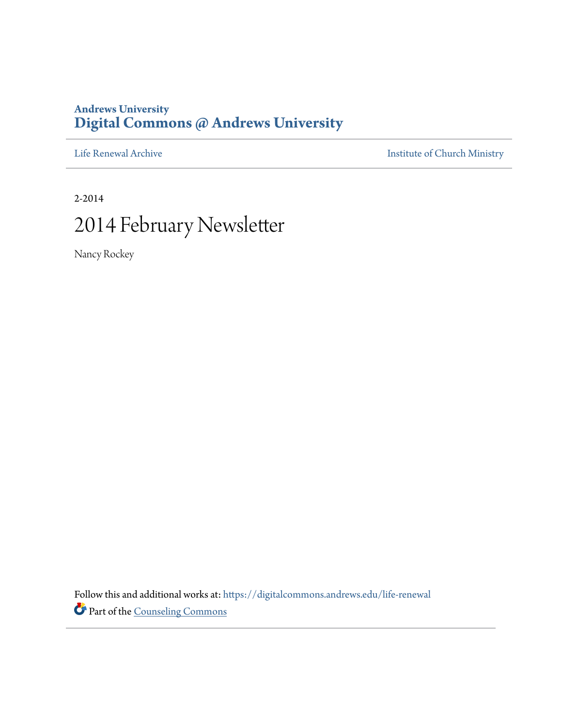Andrews University
**Digital Commons @ Andrews University**

Life Renewal Archive

Institute of Church Ministry

2-2014

# 2014 February Newsletter

Nancy Rockey

Follow this and additional works at: https://digitalcommons.andrews.edu/life-renewal

Part of the Counseling Commons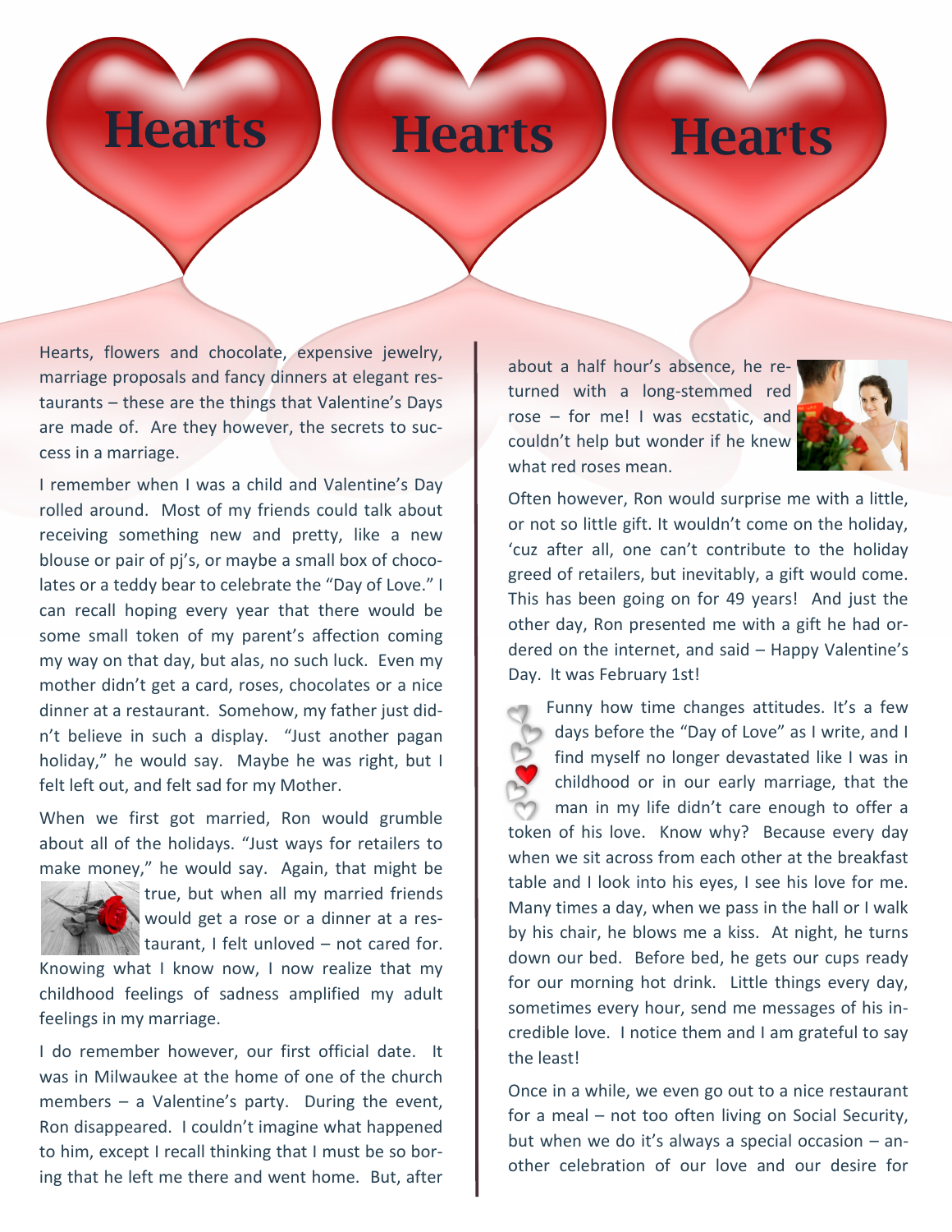# Hearts Hearts Hearts

Hearts, flowers and chocolate, expensive jewelry, marriage proposals and fancy dinners at elegant restaurants – these are the things that Valentine's Days are made of. Are they however, the secrets to success in a marriage.

I remember when I was a child and Valentine's Day rolled around. Most of my friends could talk about receiving something new and pretty, like a new blouse or pair of pj's, or maybe a small box of chocolates or a teddy bear to celebrate the "Day of Love." I can recall hoping every year that there would be some small token of my parent's affection coming my way on that day, but alas, no such luck. Even my mother didn't get a card, roses, chocolates or a nice dinner at a restaurant. Somehow, my father just didn't believe in such a display. "Just another pagan holiday," he would say. Maybe he was right, but I felt left out, and felt sad for my Mother.

When we first got married, Ron would grumble about all of the holidays. "Just ways for retailers to make money," he would say. Again, that might be true, but when all my married friends would get a rose or a dinner at a restaurant, I felt unloved – not cared for. Knowing what I know now, I now realize that my childhood feelings of sadness amplified my adult feelings in my marriage.

I do remember however, our first official date. It was in Milwaukee at the home of one of the church members – a Valentine's party. During the event, Ron disappeared. I couldn't imagine what happened to him, except I recall thinking that I must be so boring that he left me there and went home. But, after about a half hour's absence, he returned with a long-stemmed red rose – for me! I was ecstatic, and couldn't help but wonder if he knew what red roses mean.

Often however, Ron would surprise me with a little, or not so little gift. It wouldn't come on the holiday, 'cuz after all, one can't contribute to the holiday greed of retailers, but inevitably, a gift would come. This has been going on for 49 years! And just the other day, Ron presented me with a gift he had ordered on the internet, and said – Happy Valentine's Day. It was February 1st!

Funny how time changes attitudes. It's a few days before the "Day of Love" as I write, and I find myself no longer devastated like I was in childhood or in our early marriage, that the man in my life didn't care enough to offer a token of his love. Know why? Because every day when we sit across from each other at the breakfast table and I look into his eyes, I see his love for me. Many times a day, when we pass in the hall or I walk by his chair, he blows me a kiss. At night, he turns down our bed. Before bed, he gets our cups ready for our morning hot drink. Little things every day, sometimes every hour, send me messages of his incredible love. I notice them and I am grateful to say the least!

Once in a while, we even go out to a nice restaurant for a meal – not too often living on Social Security, but when we do it's always a special occasion – another celebration of our love and our desire for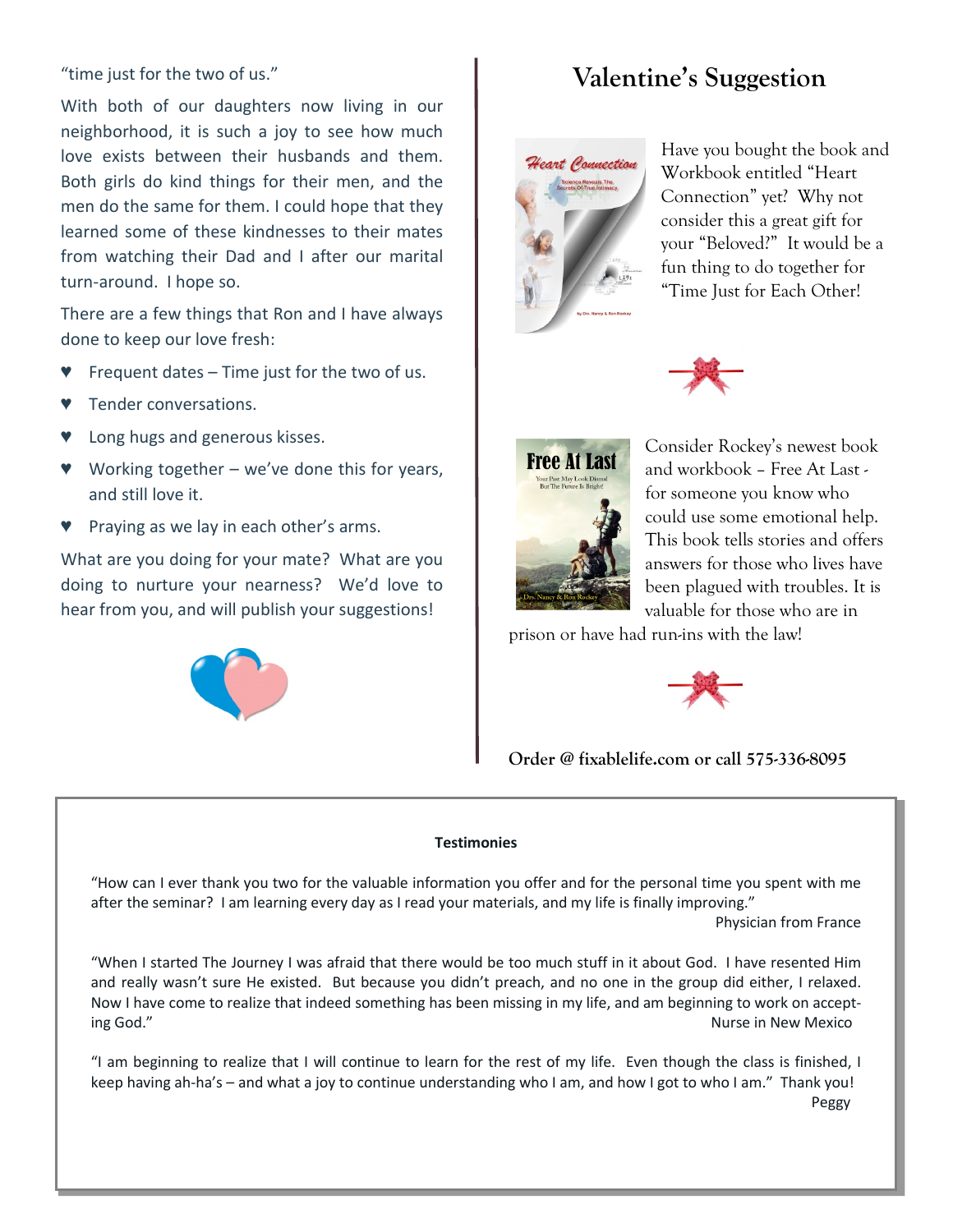"time just for the two of us."

With both of our daughters now living in our neighborhood, it is such a joy to see how much love exists between their husbands and them. Both girls do kind things for their men, and the men do the same for them. I could hope that they learned some of these kindnesses to their mates from watching their Dad and I after our marital turn-around. I hope so.

There are a few things that Ron and I have always done to keep our love fresh:

- Frequent dates – Time just for the two of us.
- Tender conversations.
- Long hugs and generous kisses.
- Working together – we've done this for years, and still love it.
- Praying as we lay in each other's arms.

What are you doing for your mate? What are you doing to nurture your nearness? We'd love to hear from you, and will publish your suggestions!

## Valentine's Suggestion

Have you bought the book and Workbook entitled "Heart Connection" yet? Why not consider this a great gift for your "Beloved?" It would be a fun thing to do together for "Time Just for Each Other!

Consider Rockey's newest book and workbook – Free At Last - for someone you know who could use some emotional help. This book tells stories and offers answers for those who lives have been plagued with troubles. It is valuable for those who are in prison or have had run-ins with the law!

**Order @ fixablelife.com or call 575-336-8095**

**Testimonies**

"How can I ever thank you two for the valuable information you offer and for the personal time you spent with me after the seminar? I am learning every day as I read your materials, and my life is finally improving."

Physician from France

"When I started The Journey I was afraid that there would be too much stuff in it about God. I have resented Him and really wasn't sure He existed. But because you didn't preach, and no one in the group did either, I relaxed. Now I have come to realize that indeed something has been missing in my life, and am beginning to work on accepting God."

Nurse in New Mexico

"I am beginning to realize that I will continue to learn for the rest of my life. Even though the class is finished, I keep having ah-ha's – and what a joy to continue understanding who I am, and how I got to who I am." Thank you!

Peggy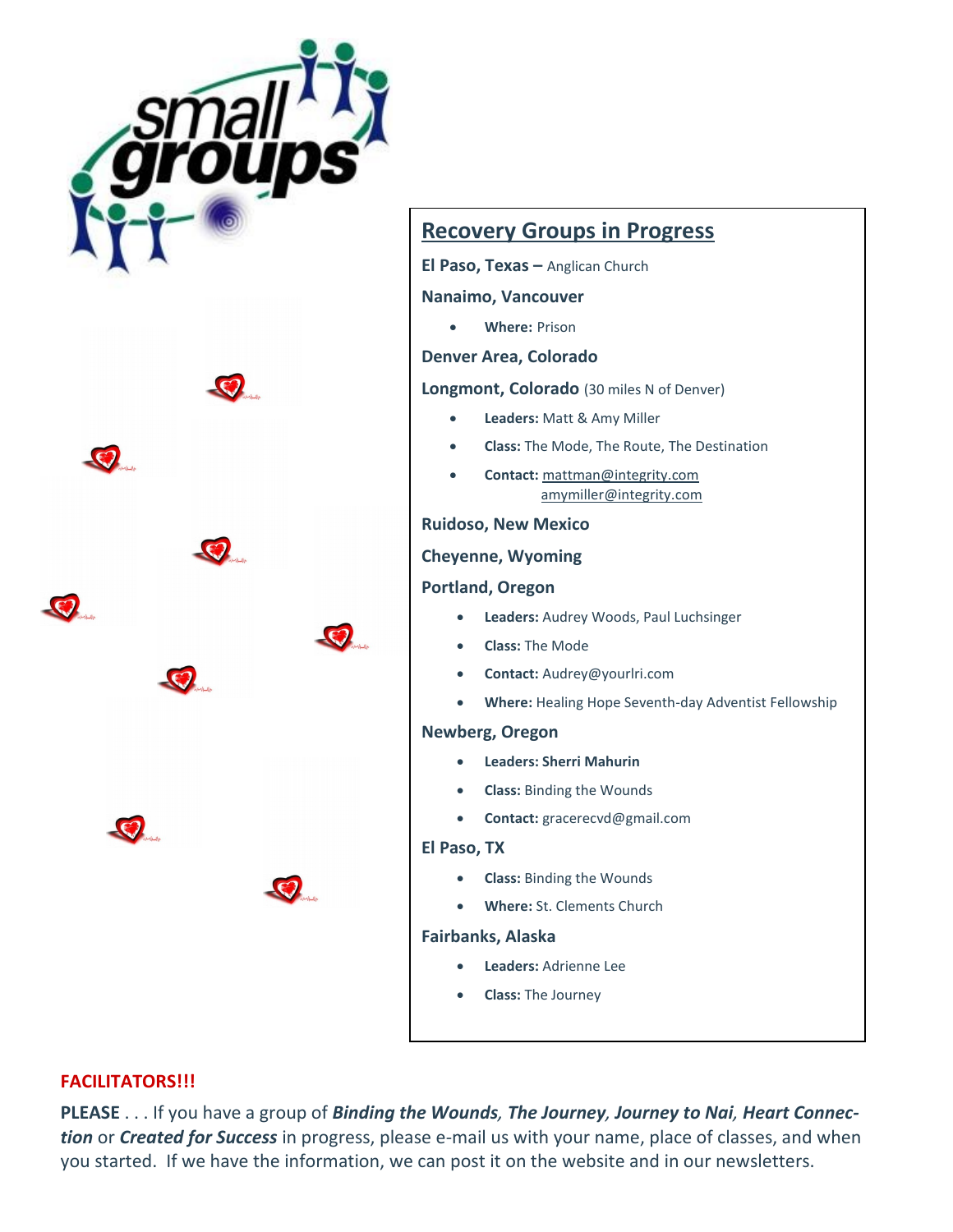## Recovery Groups in Progress

**El Paso, Texas –** Anglican Church

**Nanaimo, Vancouver**

- **Where:** Prison

**Denver Area, Colorado**

**Longmont, Colorado** (30 miles N of Denver)

- **Leaders:** Matt & Amy Miller
- **Class:** The Mode, The Route, The Destination
- **Contact:** mattman@integrity.com
  amymiller@integrity.com

**Ruidoso, New Mexico**

**Cheyenne, Wyoming**

**Portland, Oregon**

- **Leaders:** Audrey Woods, Paul Luchsinger
- **Class:** The Mode
- **Contact:** Audrey@yourlri.com
- **Where:** Healing Hope Seventh-day Adventist Fellowship

**Newberg, Oregon**

- **Leaders: Sherri Mahurin**
- **Class:** Binding the Wounds
- **Contact:** gracerecvd@gmail.com

**El Paso, TX**

- **Class:** Binding the Wounds
- **Where:** St. Clements Church

**Fairbanks, Alaska**

- **Leaders:** Adrienne Lee
- **Class:** The Journey

**FACILITATORS!!!**

**PLEASE** . . . If you have a group of ***Binding the Wounds, The Journey, Journey to Nai, Heart Connection*** or ***Created for Success*** in progress, please e-mail us with your name, place of classes, and when you started. If we have the information, we can post it on the website and in our newsletters.